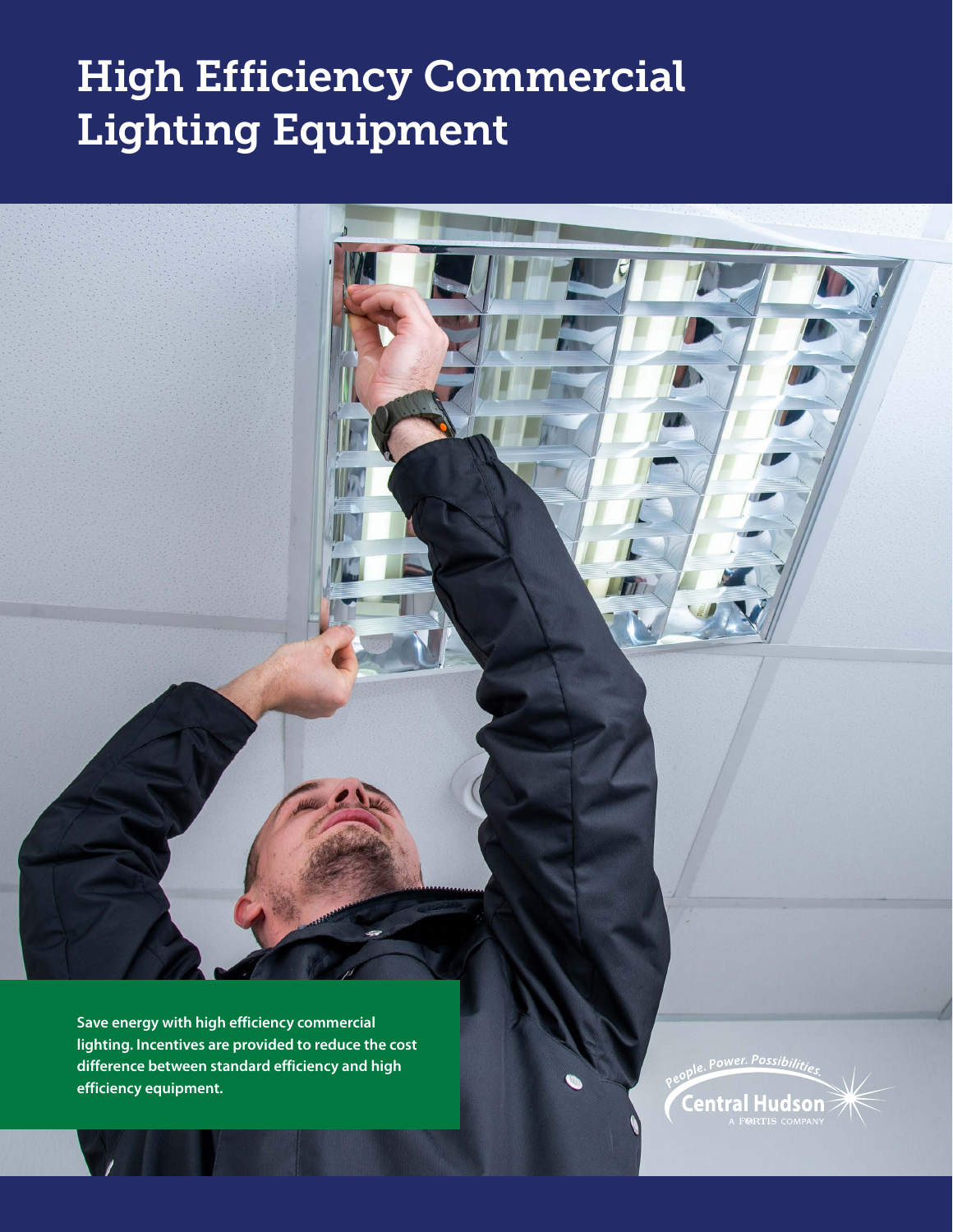# High Efficiency Commercial Lighting Equipment

**Save energy with high efficiency commercial lighting. Incentives are provided to reduce the cost difference between standard efficiency and high efficiency equipment.**

People. Power. Possibilities.

Central Hudson

A FORTIS COMPANY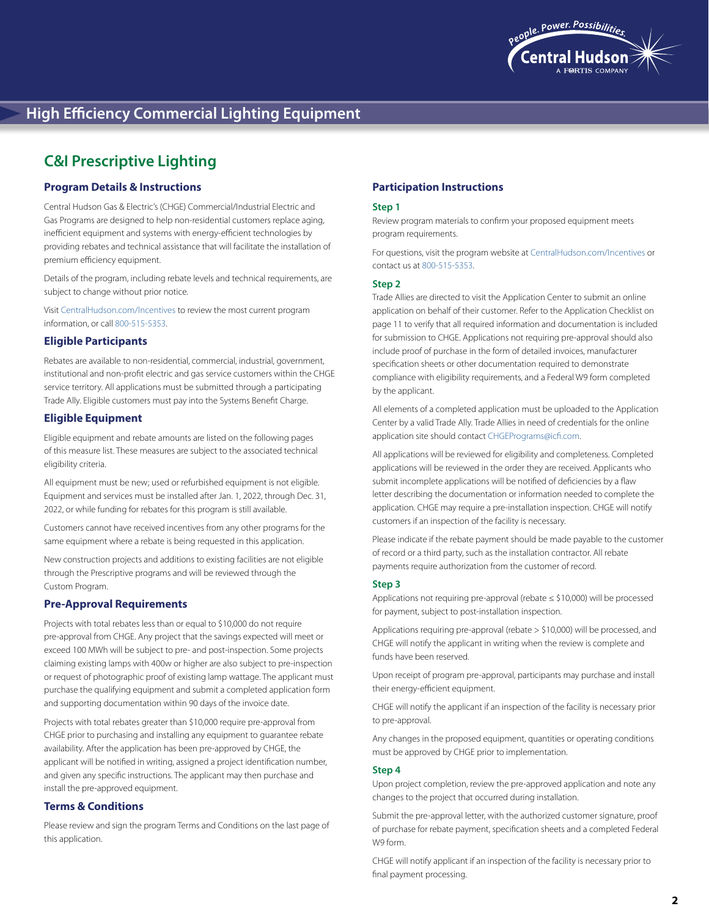# High Efficiency Commercial Lighting Equipment

## C&I Prescriptive Lighting

### Program Details & Instructions

Central Hudson Gas & Electric's (CHGE) Commercial/Industrial Electric and Gas Programs are designed to help non-residential customers replace aging, inefficient equipment and systems with energy-efficient technologies by providing rebates and technical assistance that will facilitate the installation of premium efficiency equipment.

Details of the program, including rebate levels and technical requirements, are subject to change without prior notice.

Visit CentralHudson.com/Incentives to review the most current program information, or call 800-515-5353.

### Eligible Participants

Rebates are available to non-residential, commercial, industrial, government, institutional and non-profit electric and gas service customers within the CHGE service territory. All applications must be submitted through a participating Trade Ally. Eligible customers must pay into the Systems Benefit Charge.

### Eligible Equipment

Eligible equipment and rebate amounts are listed on the following pages of this measure list. These measures are subject to the associated technical eligibility criteria.

All equipment must be new; used or refurbished equipment is not eligible. Equipment and services must be installed after Jan. 1, 2022, through Dec. 31, 2022, or while funding for rebates for this program is still available.

Customers cannot have received incentives from any other programs for the same equipment where a rebate is being requested in this application.

New construction projects and additions to existing facilities are not eligible through the Prescriptive programs and will be reviewed through the Custom Program.

### Pre-Approval Requirements

Projects with total rebates less than or equal to $10,000 do not require pre-approval from CHGE. Any project that the savings expected will meet or exceed 100 MWh will be subject to pre- and post-inspection. Some projects claiming existing lamps with 400w or higher are also subject to pre-inspection or request of photographic proof of existing lamp wattage. The applicant must purchase the qualifying equipment and submit a completed application form and supporting documentation within 90 days of the invoice date.

Projects with total rebates greater than $10,000 require pre-approval from CHGE prior to purchasing and installing any equipment to guarantee rebate availability. After the application has been pre-approved by CHGE, the applicant will be notified in writing, assigned a project identification number, and given any specific instructions. The applicant may then purchase and install the pre-approved equipment.

### Terms & Conditions

Please review and sign the program Terms and Conditions on the last page of this application.

### Participation Instructions

**Step 1**

Review program materials to confirm your proposed equipment meets program requirements.

For questions, visit the program website at CentralHudson.com/Incentives or contact us at 800-515-5353.

**Step 2**

Trade Allies are directed to visit the Application Center to submit an online application on behalf of their customer. Refer to the Application Checklist on page 11 to verify that all required information and documentation is included for submission to CHGE. Applications not requiring pre-approval should also include proof of purchase in the form of detailed invoices, manufacturer specification sheets or other documentation required to demonstrate compliance with eligibility requirements, and a Federal W9 form completed by the applicant.

All elements of a completed application must be uploaded to the Application Center by a valid Trade Ally. Trade Allies in need of credentials for the online application site should contact CHGEPrograms@icfi.com.

All applications will be reviewed for eligibility and completeness. Completed applications will be reviewed in the order they are received. Applicants who submit incomplete applications will be notified of deficiencies by a flaw letter describing the documentation or information needed to complete the application. CHGE may require a pre-installation inspection. CHGE will notify customers if an inspection of the facility is necessary.

Please indicate if the rebate payment should be made payable to the customer of record or a third party, such as the installation contractor. All rebate payments require authorization from the customer of record.

**Step 3**

Applications not requiring pre-approval (rebate ≤ $10,000) will be processed for payment, subject to post-installation inspection.

Applications requiring pre-approval (rebate > $10,000) will be processed, and CHGE will notify the applicant in writing when the review is complete and funds have been reserved.

Upon receipt of program pre-approval, participants may purchase and install their energy-efficient equipment.

CHGE will notify the applicant if an inspection of the facility is necessary prior to pre-approval.

Any changes in the proposed equipment, quantities or operating conditions must be approved by CHGE prior to implementation.

**Step 4**

Upon project completion, review the pre-approved application and note any changes to the project that occurred during installation.

Submit the pre-approval letter, with the authorized customer signature, proof of purchase for rebate payment, specification sheets and a completed Federal W9 form.

CHGE will notify applicant if an inspection of the facility is necessary prior to final payment processing.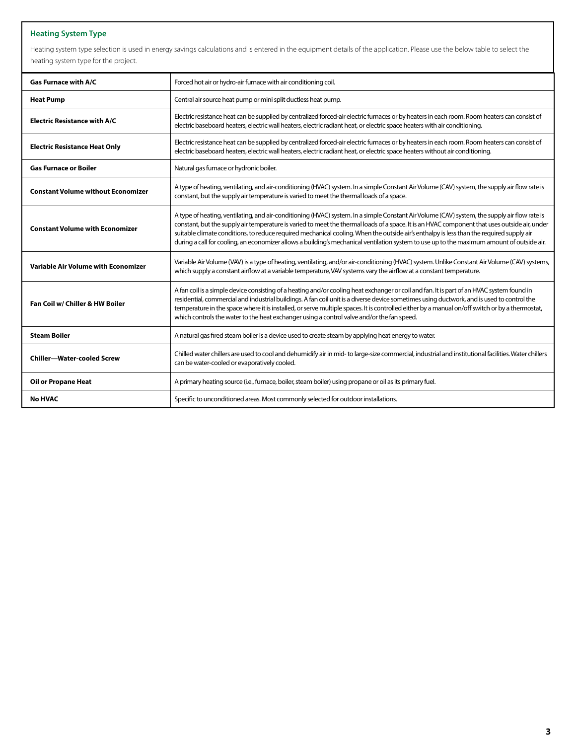## Heating System Type

Heating system type selection is used in energy savings calculations and is entered in the equipment details of the application. Please use the below table to select the heating system type for the project.

| | |
|---|---|
| **Gas Furnace with A/C** | Forced hot air or hydro-air furnace with air conditioning coil. |
| **Heat Pump** | Central air source heat pump or mini split ductless heat pump. |
| **Electric Resistance with A/C** | Electric resistance heat can be supplied by centralized forced-air electric furnaces or by heaters in each room. Room heaters can consist of electric baseboard heaters, electric wall heaters, electric radiant heat, or electric space heaters with air conditioning. |
| **Electric Resistance Heat Only** | Electric resistance heat can be supplied by centralized forced-air electric furnaces or by heaters in each room. Room heaters can consist of electric baseboard heaters, electric wall heaters, electric radiant heat, or electric space heaters without air conditioning. |
| **Gas Furnace or Boiler** | Natural gas furnace or hydronic boiler. |
| **Constant Volume without Economizer** | A type of heating, ventilating, and air-conditioning (HVAC) system. In a simple Constant Air Volume (CAV) system, the supply air flow rate is constant, but the supply air temperature is varied to meet the thermal loads of a space. |
| **Constant Volume with Economizer** | A type of heating, ventilating, and air-conditioning (HVAC) system. In a simple Constant Air Volume (CAV) system, the supply air flow rate is constant, but the supply air temperature is varied to meet the thermal loads of a space. It is an HVAC component that uses outside air, under suitable climate conditions, to reduce required mechanical cooling. When the outside air's enthalpy is less than the required supply air during a call for cooling, an economizer allows a building's mechanical ventilation system to use up to the maximum amount of outside air. |
| **Variable Air Volume with Economizer** | Variable Air Volume (VAV) is a type of heating, ventilating, and/or air-conditioning (HVAC) system. Unlike Constant Air Volume (CAV) systems, which supply a constant airflow at a variable temperature, VAV systems vary the airflow at a constant temperature. |
| **Fan Coil w/ Chiller & HW Boiler** | A fan coil is a simple device consisting of a heating and/or cooling heat exchanger or coil and fan. It is part of an HVAC system found in residential, commercial and industrial buildings. A fan coil unit is a diverse device sometimes using ductwork, and is used to control the temperature in the space where it is installed, or serve multiple spaces. It is controlled either by a manual on/off switch or by a thermostat, which controls the water to the heat exchanger using a control valve and/or the fan speed. |
| **Steam Boiler** | A natural gas fired steam boiler is a device used to create steam by applying heat energy to water. |
| **Chiller—Water-cooled Screw** | Chilled water chillers are used to cool and dehumidify air in mid- to large-size commercial, industrial and institutional facilities. Water chillers can be water-cooled or evaporatively cooled. |
| **Oil or Propane Heat** | A primary heating source (i.e., furnace, boiler, steam boiler) using propane or oil as its primary fuel. |
| **No HVAC** | Specific to unconditioned areas. Most commonly selected for outdoor installations. |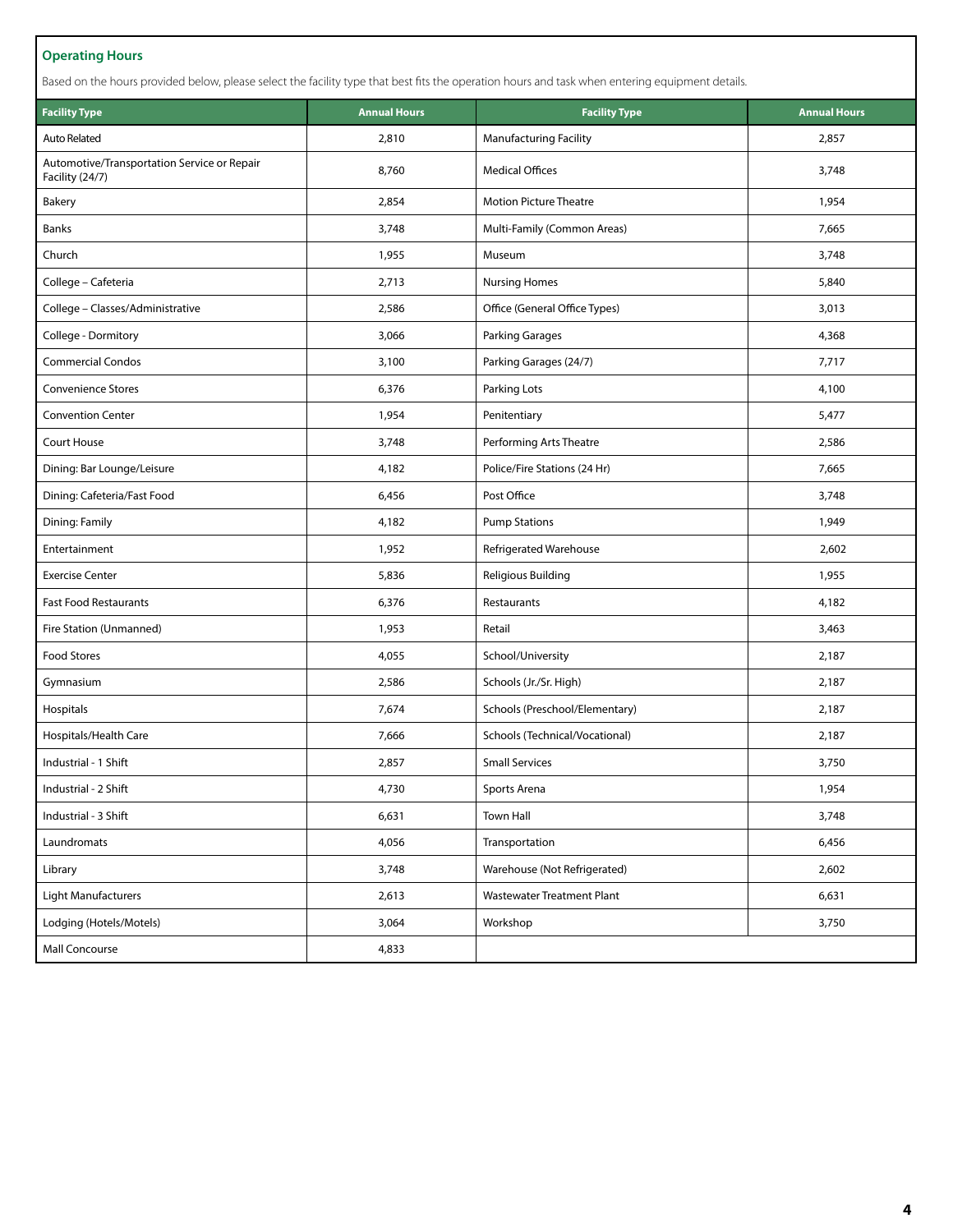## Operating Hours

Based on the hours provided below, please select the facility type that best fits the operation hours and task when entering equipment details.

| Facility Type | Annual Hours | Facility Type | Annual Hours |
|---|---|---|---|
| Auto Related | 2,810 | Manufacturing Facility | 2,857 |
| Automotive/Transportation Service or Repair Facility (24/7) | 8,760 | Medical Offices | 3,748 |
| Bakery | 2,854 | Motion Picture Theatre | 1,954 |
| Banks | 3,748 | Multi-Family (Common Areas) | 7,665 |
| Church | 1,955 | Museum | 3,748 |
| College – Cafeteria | 2,713 | Nursing Homes | 5,840 |
| College – Classes/Administrative | 2,586 | Office (General Office Types) | 3,013 |
| College - Dormitory | 3,066 | Parking Garages | 4,368 |
| Commercial Condos | 3,100 | Parking Garages (24/7) | 7,717 |
| Convenience Stores | 6,376 | Parking Lots | 4,100 |
| Convention Center | 1,954 | Penitentiary | 5,477 |
| Court House | 3,748 | Performing Arts Theatre | 2,586 |
| Dining: Bar Lounge/Leisure | 4,182 | Police/Fire Stations (24 Hr) | 7,665 |
| Dining: Cafeteria/Fast Food | 6,456 | Post Office | 3,748 |
| Dining: Family | 4,182 | Pump Stations | 1,949 |
| Entertainment | 1,952 | Refrigerated Warehouse | 2,602 |
| Exercise Center | 5,836 | Religious Building | 1,955 |
| Fast Food Restaurants | 6,376 | Restaurants | 4,182 |
| Fire Station (Unmanned) | 1,953 | Retail | 3,463 |
| Food Stores | 4,055 | School/University | 2,187 |
| Gymnasium | 2,586 | Schools (Jr./Sr. High) | 2,187 |
| Hospitals | 7,674 | Schools (Preschool/Elementary) | 2,187 |
| Hospitals/Health Care | 7,666 | Schools (Technical/Vocational) | 2,187 |
| Industrial - 1 Shift | 2,857 | Small Services | 3,750 |
| Industrial - 2 Shift | 4,730 | Sports Arena | 1,954 |
| Industrial - 3 Shift | 6,631 | Town Hall | 3,748 |
| Laundromats | 4,056 | Transportation | 6,456 |
| Library | 3,748 | Warehouse (Not Refrigerated) | 2,602 |
| Light Manufacturers | 2,613 | Wastewater Treatment Plant | 6,631 |
| Lodging (Hotels/Motels) | 3,064 | Workshop | 3,750 |
| Mall Concourse | 4,833 | | |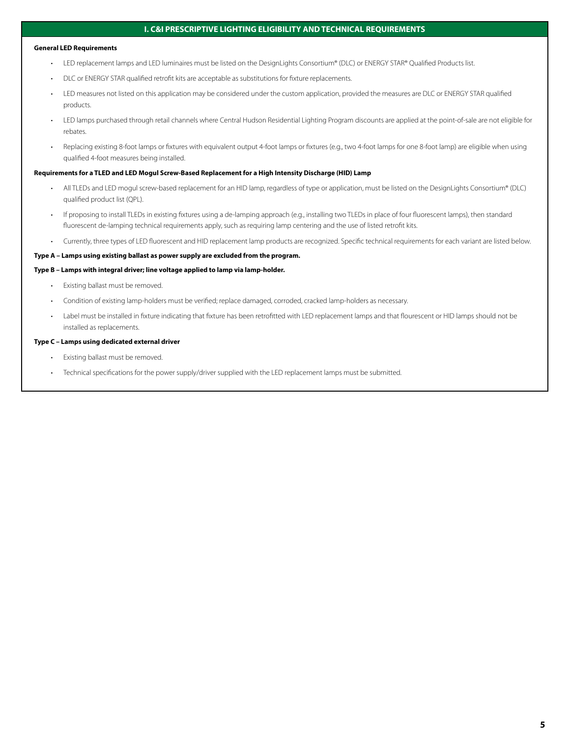## I. C&I PRESCRIPTIVE LIGHTING ELIGIBILITY AND TECHNICAL REQUIREMENTS

**General LED Requirements**

- LED replacement lamps and LED luminaires must be listed on the DesignLights Consortium® (DLC) or ENERGY STAR® Qualified Products list.
- DLC or ENERGY STAR qualified retrofit kits are acceptable as substitutions for fixture replacements.
- LED measures not listed on this application may be considered under the custom application, provided the measures are DLC or ENERGY STAR qualified products.
- LED lamps purchased through retail channels where Central Hudson Residential Lighting Program discounts are applied at the point-of-sale are not eligible for rebates.
- Replacing existing 8-foot lamps or fixtures with equivalent output 4-foot lamps or fixtures (e.g., two 4-foot lamps for one 8-foot lamp) are eligible when using qualified 4-foot measures being installed.

**Requirements for a TLED and LED Mogul Screw-Based Replacement for a High Intensity Discharge (HID) Lamp**

- All TLEDs and LED mogul screw-based replacement for an HID lamp, regardless of type or application, must be listed on the DesignLights Consortium® (DLC) qualified product list (QPL).
- If proposing to install TLEDs in existing fixtures using a de-lamping approach (e.g., installing two TLEDs in place of four fluorescent lamps), then standard fluorescent de-lamping technical requirements apply, such as requiring lamp centering and the use of listed retrofit kits.
- Currently, three types of LED fluorescent and HID replacement lamp products are recognized. Specific technical requirements for each variant are listed below.

**Type A – Lamps using existing ballast as power supply are excluded from the program.**

**Type B – Lamps with integral driver; line voltage applied to lamp via lamp-holder.**

- Existing ballast must be removed.
- Condition of existing lamp-holders must be verified; replace damaged, corroded, cracked lamp-holders as necessary.
- Label must be installed in fixture indicating that fixture has been retrofitted with LED replacement lamps and that flourescent or HID lamps should not be installed as replacements.

**Type C – Lamps using dedicated external driver**

- Existing ballast must be removed.
- Technical specifications for the power supply/driver supplied with the LED replacement lamps must be submitted.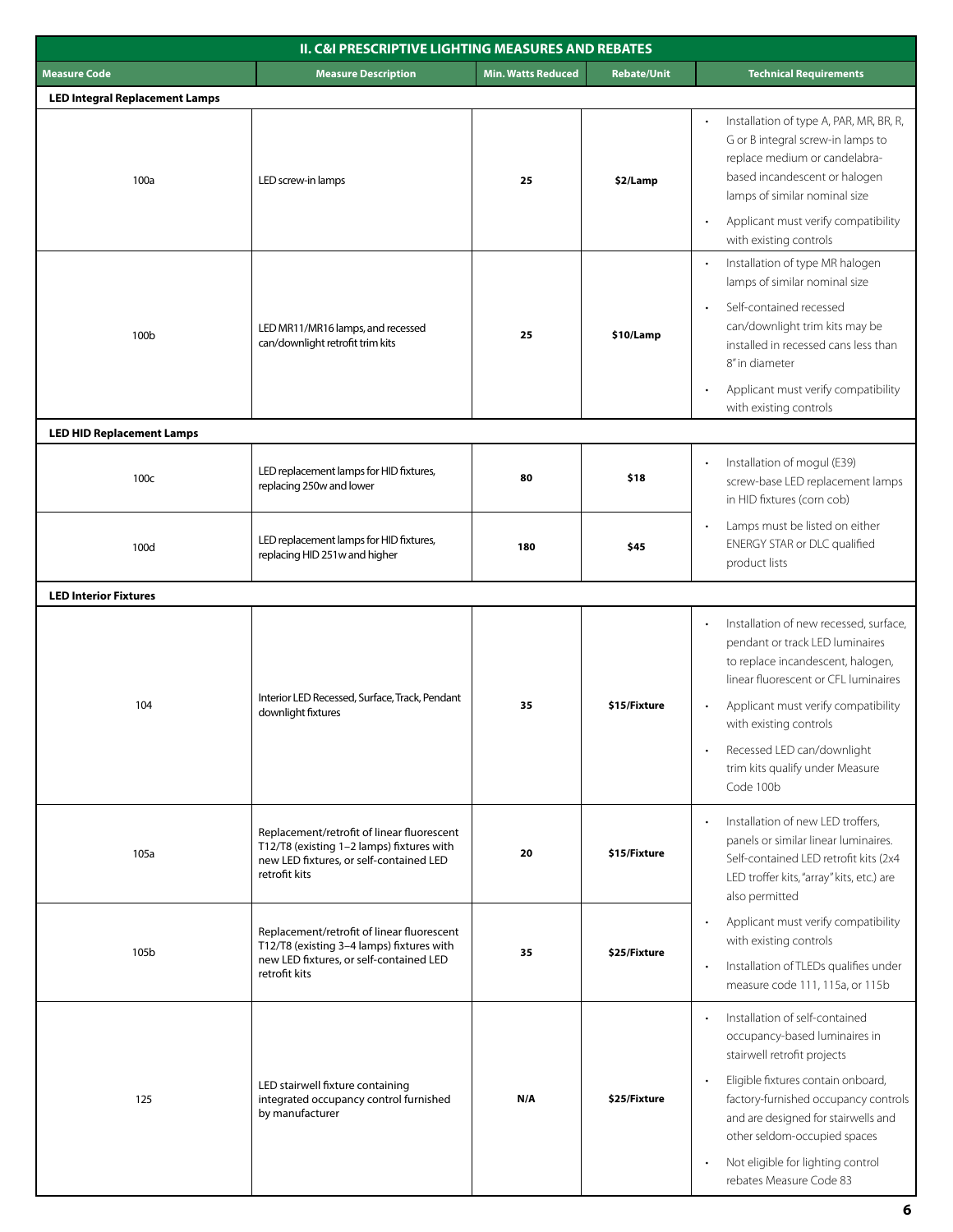| II. C&I PRESCRIPTIVE LIGHTING MEASURES AND REBATES | | | | |
|---|---|---|---|---|
| **Measure Code** | **Measure Description** | **Min. Watts Reduced** | **Rebate/Unit** | **Technical Requirements** |
| **LED Integral Replacement Lamps** | | | | |
| 100a | LED screw-in lamps | **25** | **$2/Lamp** | • Installation of type A, PAR, MR, BR, R, G or B integral screw-in lamps to replace medium or candelabra-based incandescent or halogen lamps of similar nominal size<br>• Applicant must verify compatibility with existing controls |
| 100b | LED MR11/MR16 lamps, and recessed can/downlight retrofit trim kits | **25** | **$10/Lamp** | • Installation of type MR halogen lamps of similar nominal size<br>• Self-contained recessed can/downlight trim kits may be installed in recessed cans less than 8" in diameter<br>• Applicant must verify compatibility with existing controls |
| **LED HID Replacement Lamps** | | | | |
| 100c | LED replacement lamps for HID fixtures, replacing 250w and lower | **80** | **$18** | • Installation of mogul (E39) screw-base LED replacement lamps in HID fixtures (corn cob)<br>• Lamps must be listed on either ENERGY STAR or DLC qualified product lists |
| 100d | LED replacement lamps for HID fixtures, replacing HID 251w and higher | **180** | **$45** | |
| **LED Interior Fixtures** | | | | |
| 104 | Interior LED Recessed, Surface, Track, Pendant downlight fixtures | **35** | **$15/Fixture** | • Installation of new recessed, surface, pendant or track LED luminaires to replace incandescent, halogen, linear fluorescent or CFL luminaires<br>• Applicant must verify compatibility with existing controls<br>• Recessed LED can/downlight trim kits qualify under Measure Code 100b |
| 105a | Replacement/retrofit of linear fluorescent T12/T8 (existing 1–2 lamps) fixtures with new LED fixtures, or self-contained LED retrofit kits | **20** | **$15/Fixture** | • Installation of new LED troffers, panels or similar linear luminaires. Self-contained LED retrofit kits (2x4 LED troffer kits, "array" kits, etc.) are also permitted<br>• Applicant must verify compatibility with existing controls<br>• Installation of TLEDs qualifies under measure code 111, 115a, or 115b |
| 105b | Replacement/retrofit of linear fluorescent T12/T8 (existing 3–4 lamps) fixtures with new LED fixtures, or self-contained LED retrofit kits | **35** | **$25/Fixture** | |
| 125 | LED stairwell fixture containing integrated occupancy control furnished by manufacturer | **N/A** | **$25/Fixture** | • Installation of self-contained occupancy-based luminaires in stairwell retrofit projects<br>• Eligible fixtures contain onboard, factory-furnished occupancy controls and are designed for stairwells and other seldom-occupied spaces<br>• Not eligible for lighting control rebates Measure Code 83 |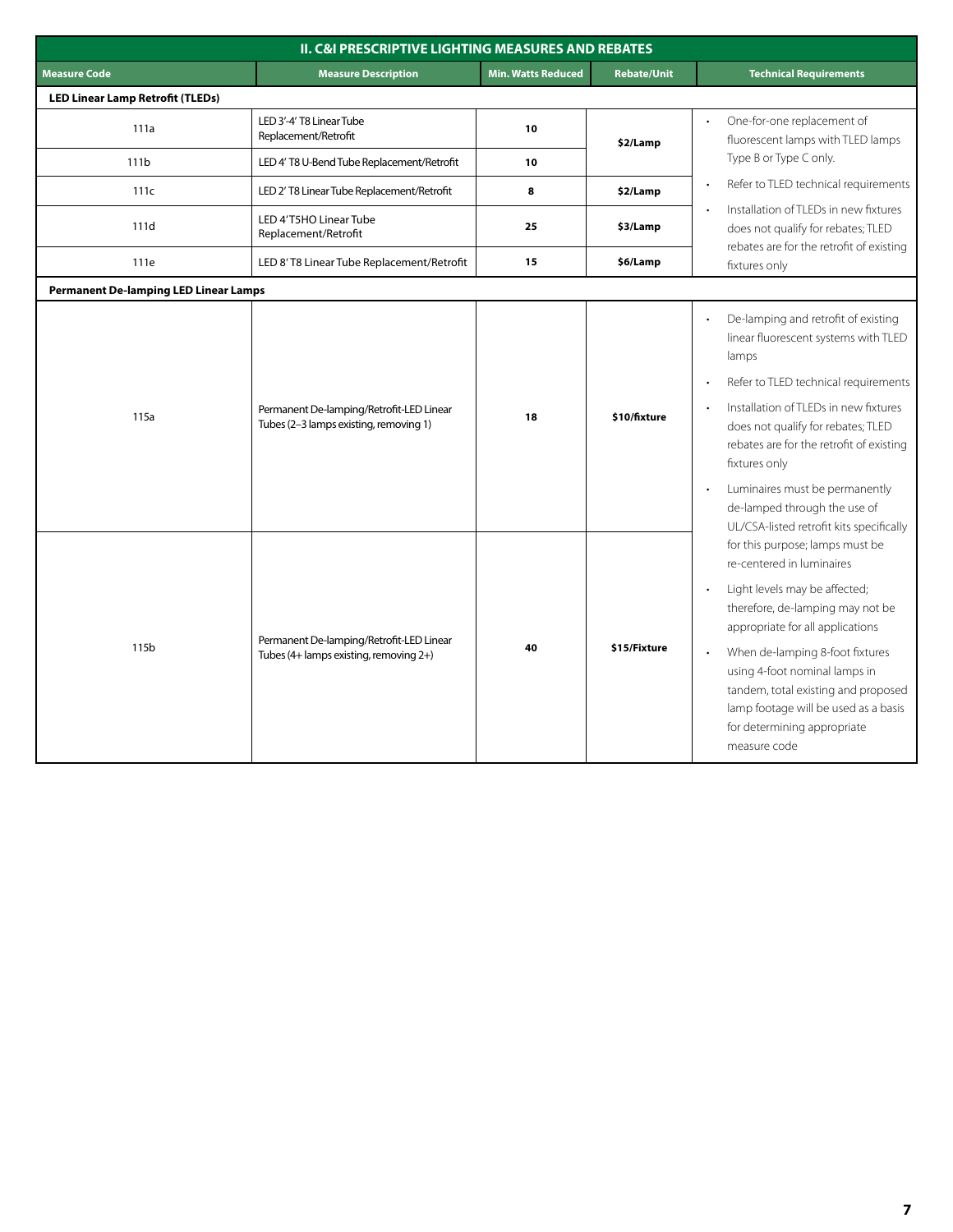## II. C&I PRESCRIPTIVE LIGHTING MEASURES AND REBATES

| Measure Code | Measure Description | Min. Watts Reduced | Rebate/Unit | Technical Requirements |
|---|---|---|---|---|
| **LED Linear Lamp Retrofit (TLEDs)** | | | | |
| 111a | LED 3'-4' T8 Linear Tube Replacement/Retrofit | 10 | $2/Lamp | • One-for-one replacement of fluorescent lamps with TLED lamps Type B or Type C only. • Refer to TLED technical requirements • Installation of TLEDs in new fixtures does not qualify for rebates; TLED rebates are for the retrofit of existing fixtures only |
| 111b | LED 4' T8 U-Bend Tube Replacement/Retrofit | 10 | | |
| 111c | LED 2' T8 Linear Tube Replacement/Retrofit | 8 | $2/Lamp | |
| 111d | LED 4' T5HO Linear Tube Replacement/Retrofit | 25 | $3/Lamp | |
| 111e | LED 8' T8 Linear Tube Replacement/Retrofit | 15 | $6/Lamp | |
| **Permanent De-lamping LED Linear Lamps** | | | | |
| 115a | Permanent De-lamping/Retrofit-LED Linear Tubes (2–3 lamps existing, removing 1) | 18 | $10/fixture | • De-lamping and retrofit of existing linear fluorescent systems with TLED lamps • Refer to TLED technical requirements • Installation of TLEDs in new fixtures does not qualify for rebates; TLED rebates are for the retrofit of existing fixtures only • Luminaires must be permanently de-lamped through the use of UL/CSA-listed retrofit kits specifically for this purpose; lamps must be re-centered in luminaires • Light levels may be affected; therefore, de-lamping may not be appropriate for all applications • When de-lamping 8-foot fixtures using 4-foot nominal lamps in tandem, total existing and proposed lamp footage will be used as a basis for determining appropriate measure code |
| 115b | Permanent De-lamping/Retrofit-LED Linear Tubes (4+ lamps existing, removing 2+) | 40 | $15/Fixture | |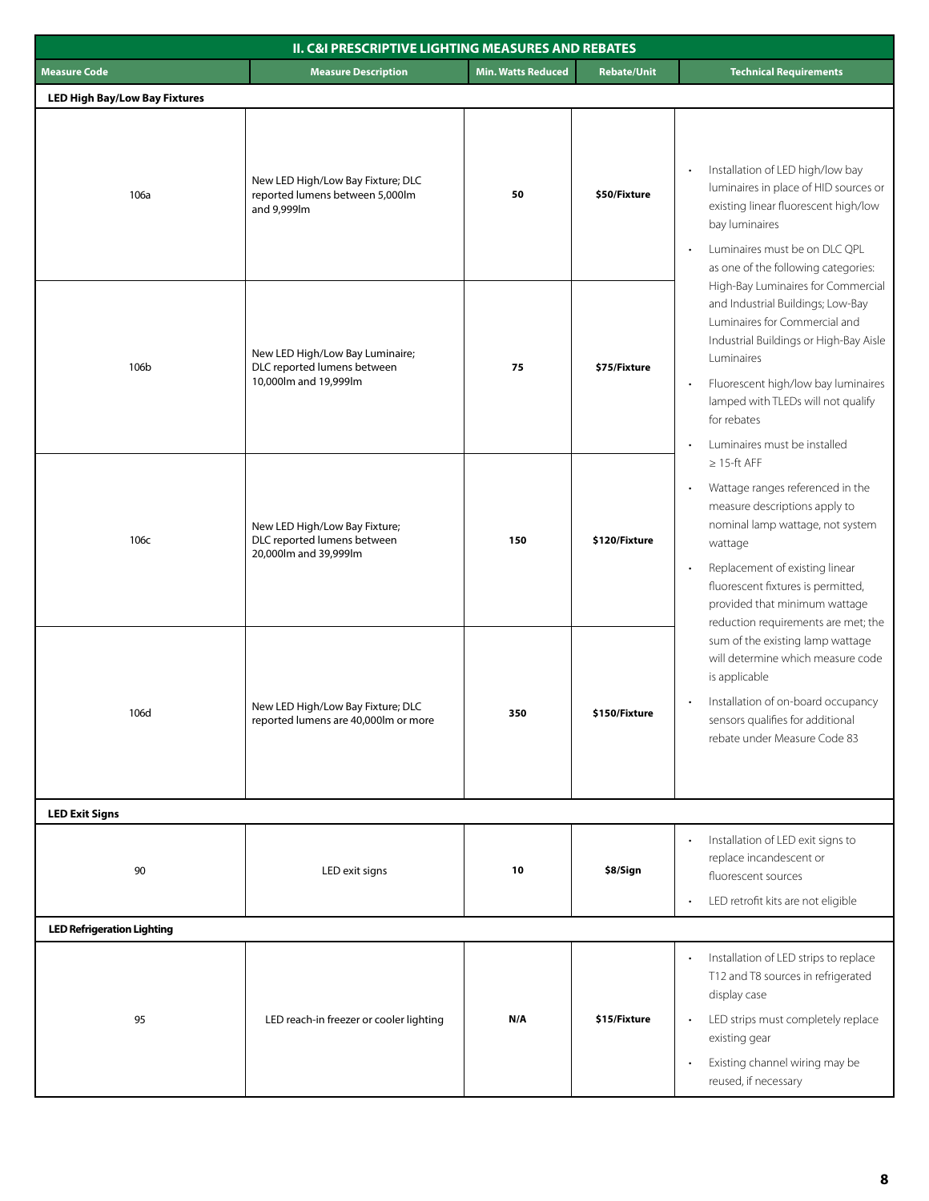| II. C&I PRESCRIPTIVE LIGHTING MEASURES AND REBATES | | | | |
|---|---|---|---|---|
| **Measure Code** | **Measure Description** | **Min. Watts Reduced** | **Rebate/Unit** | **Technical Requirements** |
| **LED High Bay/Low Bay Fixtures** | | | | |
| 106a | New LED High/Low Bay Fixture; DLC reported lumens between 5,000lm and 9,999lm | **50** | **$50/Fixture** | • Installation of LED high/low bay luminaires in place of HID sources or existing linear fluorescent high/low bay luminaires<br>• Luminaires must be on DLC QPL as one of the following categories: High-Bay Luminaires for Commercial and Industrial Buildings; Low-Bay Luminaires for Commercial and Industrial Buildings or High-Bay Aisle Luminaires<br>• Fluorescent high/low bay luminaires lamped with TLEDs will not qualify for rebates<br>• Luminaires must be installed ≥ 15-ft AFF<br>• Wattage ranges referenced in the measure descriptions apply to nominal lamp wattage, not system wattage<br>• Replacement of existing linear fluorescent fixtures is permitted, provided that minimum wattage reduction requirements are met; the sum of the existing lamp wattage will determine which measure code is applicable<br>• Installation of on-board occupancy sensors qualifies for additional rebate under Measure Code 83 |
| 106b | New LED High/Low Bay Luminaire; DLC reported lumens between 10,000lm and 19,999lm | **75** | **$75/Fixture** | |
| 106c | New LED High/Low Bay Fixture; DLC reported lumens between 20,000lm and 39,999lm | **150** | **$120/Fixture** | |
| 106d | New LED High/Low Bay Fixture; DLC reported lumens are 40,000lm or more | **350** | **$150/Fixture** | |
| **LED Exit Signs** | | | | |
| 90 | LED exit signs | **10** | **$8/Sign** | • Installation of LED exit signs to replace incandescent or fluorescent sources<br>• LED retrofit kits are not eligible |
| **LED Refrigeration Lighting** | | | | |
| 95 | LED reach-in freezer or cooler lighting | **N/A** | **$15/Fixture** | • Installation of LED strips to replace T12 and T8 sources in refrigerated display case<br>• LED strips must completely replace existing gear<br>• Existing channel wiring may be reused, if necessary |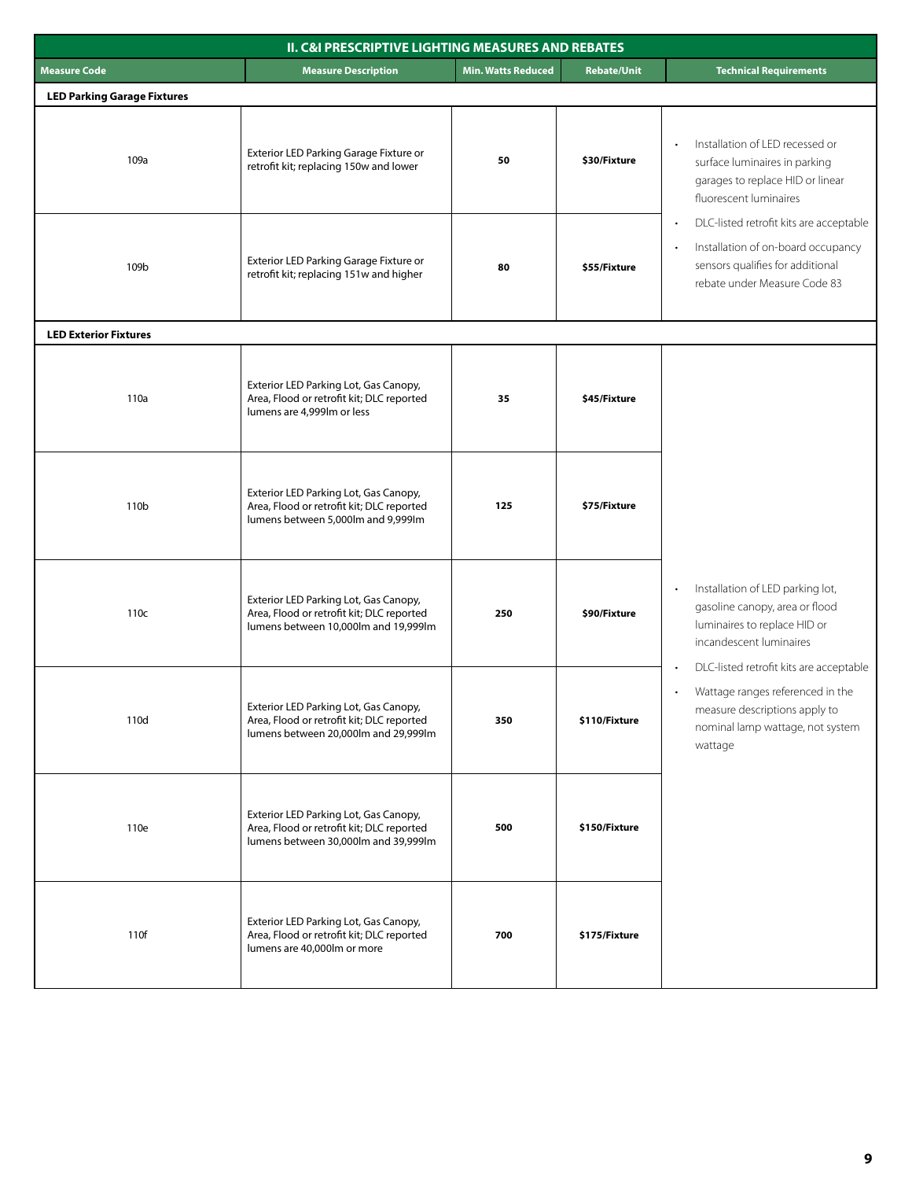| II. C&I PRESCRIPTIVE LIGHTING MEASURES AND REBATES | | | | |
|---|---|---|---|---|
| **Measure Code** | **Measure Description** | **Min. Watts Reduced** | **Rebate/Unit** | **Technical Requirements** |
| **LED Parking Garage Fixtures** | | | | |
| 109a | Exterior LED Parking Garage Fixture or retrofit kit; replacing 150w and lower | **50** | **$30/Fixture** | • Installation of LED recessed or surface luminaires in parking garages to replace HID or linear fluorescent luminaires<br>• DLC-listed retrofit kits are acceptable<br>• Installation of on-board occupancy sensors qualifies for additional rebate under Measure Code 83 |
| 109b | Exterior LED Parking Garage Fixture or retrofit kit; replacing 151w and higher | **80** | **$55/Fixture** | |
| **LED Exterior Fixtures** | | | | |
| 110a | Exterior LED Parking Lot, Gas Canopy, Area, Flood or retrofit kit; DLC reported lumens are 4,999lm or less | **35** | **$45/Fixture** | • Installation of LED parking lot, gasoline canopy, area or flood luminaires to replace HID or incandescent luminaires<br>• DLC-listed retrofit kits are acceptable<br>• Wattage ranges referenced in the measure descriptions apply to nominal lamp wattage, not system wattage |
| 110b | Exterior LED Parking Lot, Gas Canopy, Area, Flood or retrofit kit; DLC reported lumens between 5,000lm and 9,999lm | **125** | **$75/Fixture** | |
| 110c | Exterior LED Parking Lot, Gas Canopy, Area, Flood or retrofit kit; DLC reported lumens between 10,000lm and 19,999lm | **250** | **$90/Fixture** | |
| 110d | Exterior LED Parking Lot, Gas Canopy, Area, Flood or retrofit kit; DLC reported lumens between 20,000lm and 29,999lm | **350** | **$110/Fixture** | |
| 110e | Exterior LED Parking Lot, Gas Canopy, Area, Flood or retrofit kit; DLC reported lumens between 30,000lm and 39,999lm | **500** | **$150/Fixture** | |
| 110f | Exterior LED Parking Lot, Gas Canopy, Area, Flood or retrofit kit; DLC reported lumens are 40,000lm or more | **700** | **$175/Fixture** | |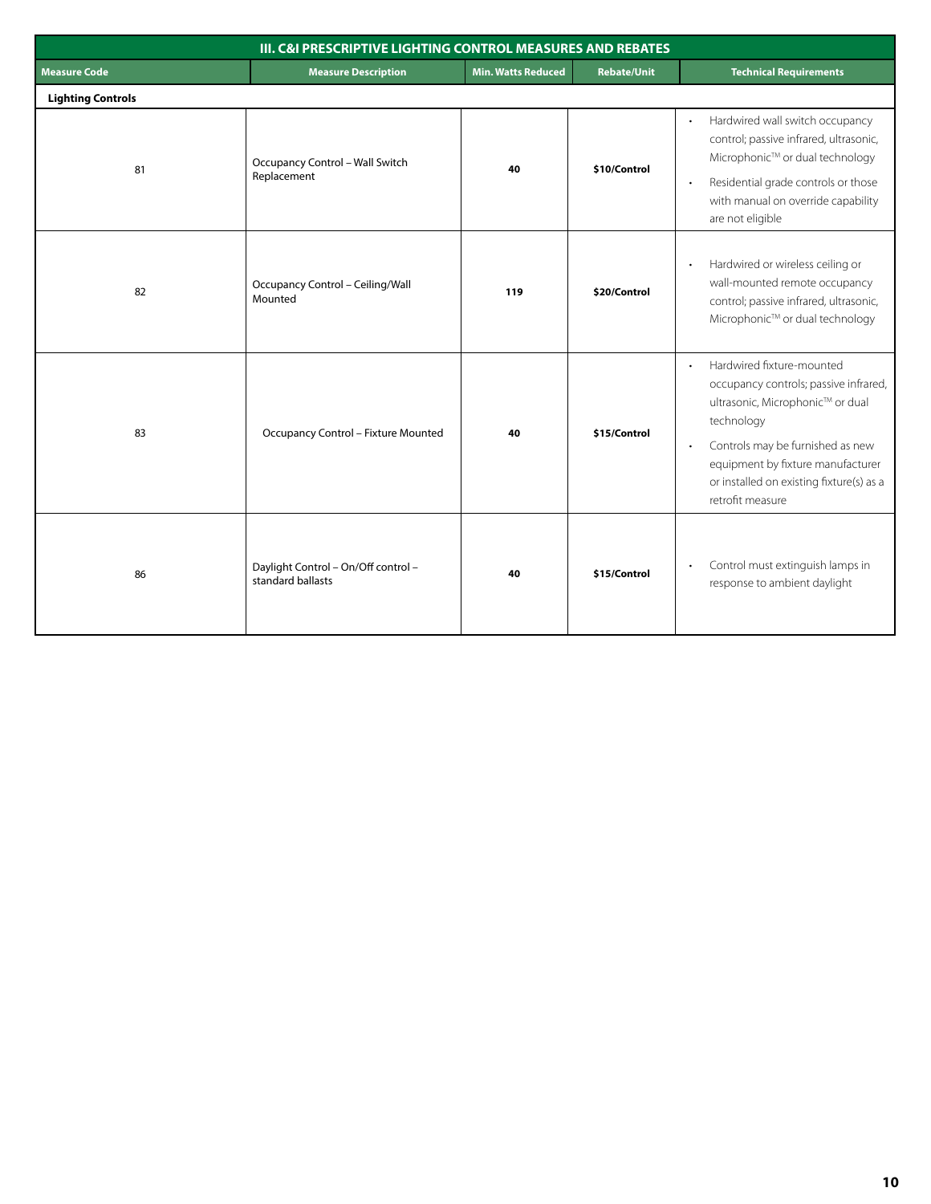| III. C&I PRESCRIPTIVE LIGHTING CONTROL MEASURES AND REBATES | | | | |
|---|---|---|---|---|
| **Measure Code** | **Measure Description** | **Min. Watts Reduced** | **Rebate/Unit** | **Technical Requirements** |
| **Lighting Controls** | | | | |
| 81 | Occupancy Control – Wall Switch Replacement | **40** | **$10/Control** | • Hardwired wall switch occupancy control; passive infrared, ultrasonic, Microphonic™ or dual technology<br>• Residential grade controls or those with manual on override capability are not eligible |
| 82 | Occupancy Control – Ceiling/Wall Mounted | **119** | **$20/Control** | • Hardwired or wireless ceiling or wall-mounted remote occupancy control; passive infrared, ultrasonic, Microphonic™ or dual technology |
| 83 | Occupancy Control – Fixture Mounted | **40** | **$15/Control** | • Hardwired fixture-mounted occupancy controls; passive infrared, ultrasonic, Microphonic™ or dual technology<br>• Controls may be furnished as new equipment by fixture manufacturer or installed on existing fixture(s) as a retrofit measure |
| 86 | Daylight Control – On/Off control – standard ballasts | **40** | **$15/Control** | • Control must extinguish lamps in response to ambient daylight |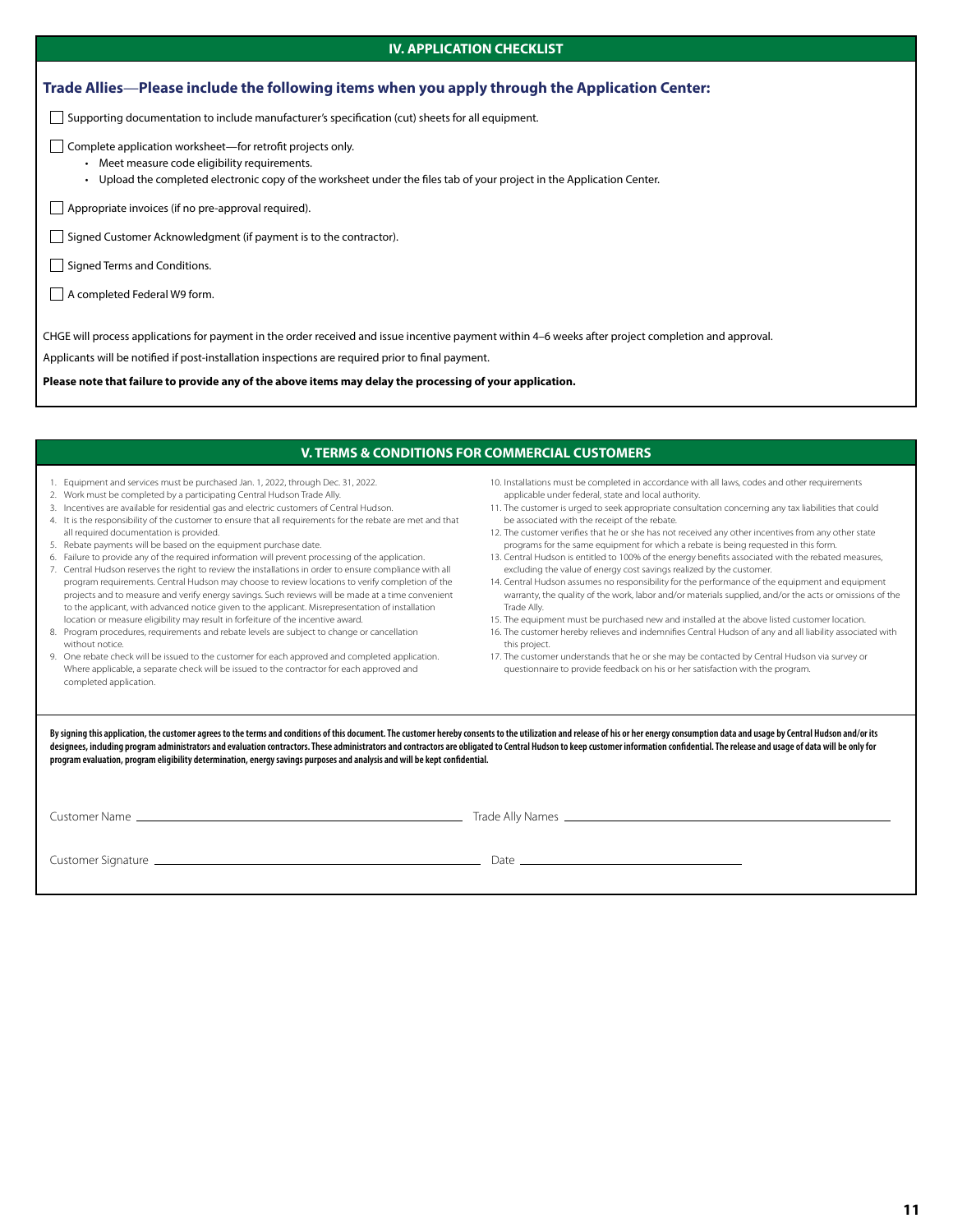## IV. APPLICATION CHECKLIST

### Trade Allies—Please include the following items when you apply through the Application Center:

- [ ] Supporting documentation to include manufacturer's specification (cut) sheets for all equipment.
- [ ] Complete application worksheet—for retrofit projects only.
  - Meet measure code eligibility requirements.
  - Upload the completed electronic copy of the worksheet under the files tab of your project in the Application Center.
- [ ] Appropriate invoices (if no pre-approval required).
- [ ] Signed Customer Acknowledgment (if payment is to the contractor).
- [ ] Signed Terms and Conditions.
- [ ] A completed Federal W9 form.

CHGE will process applications for payment in the order received and issue incentive payment within 4–6 weeks after project completion and approval.

Applicants will be notified if post-installation inspections are required prior to final payment.

**Please note that failure to provide any of the above items may delay the processing of your application.**

## V. TERMS & CONDITIONS FOR COMMERCIAL CUSTOMERS

1. Equipment and services must be purchased Jan. 1, 2022, through Dec. 31, 2022.
2. Work must be completed by a participating Central Hudson Trade Ally.
3. Incentives are available for residential gas and electric customers of Central Hudson.
4. It is the responsibility of the customer to ensure that all requirements for the rebate are met and that all required documentation is provided.
5. Rebate payments will be based on the equipment purchase date.
6. Failure to provide any of the required information will prevent processing of the application.
7. Central Hudson reserves the right to review the installations in order to ensure compliance with all program requirements. Central Hudson may choose to review locations to verify completion of the projects and to measure and verify energy savings. Such reviews will be made at a time convenient to the applicant, with advanced notice given to the applicant. Misrepresentation of installation location or measure eligibility may result in forfeiture of the incentive award.
8. Program procedures, requirements and rebate levels are subject to change or cancellation without notice.
9. One rebate check will be issued to the customer for each approved and completed application. Where applicable, a separate check will be issued to the contractor for each approved and completed application.
10. Installations must be completed in accordance with all laws, codes and other requirements applicable under federal, state and local authority.
11. The customer is urged to seek appropriate consultation concerning any tax liabilities that could be associated with the receipt of the rebate.
12. The customer verifies that he or she has not received any other incentives from any other state programs for the same equipment for which a rebate is being requested in this form.
13. Central Hudson is entitled to 100% of the energy benefits associated with the rebated measures, excluding the value of energy cost savings realized by the customer.
14. Central Hudson assumes no responsibility for the performance of the equipment and equipment warranty, the quality of the work, labor and/or materials supplied, and/or the acts or omissions of the Trade Ally.
15. The equipment must be purchased new and installed at the above listed customer location.
16. The customer hereby relieves and indemnifies Central Hudson of any and all liability associated with this project.
17. The customer understands that he or she may be contacted by Central Hudson via survey or questionnaire to provide feedback on his or her satisfaction with the program.

**By signing this application, the customer agrees to the terms and conditions of this document. The customer hereby consents to the utilization and release of his or her energy consumption data and usage by Central Hudson and/or its designees, including program administrators and evaluation contractors. These administrators and contractors are obligated to Central Hudson to keep customer information confidential. The release and usage of data will be only for program evaluation, program eligibility determination, energy savings purposes and analysis and will be kept confidential.**

Customer Name \_\_\_\_\_\_\_\_\_\_\_\_\_\_\_\_\_\_\_\_ Trade Ally Names \_\_\_\_\_\_\_\_\_\_\_\_\_\_\_\_\_\_\_\_

Customer Signature \_\_\_\_\_\_\_\_\_\_\_\_\_\_\_\_\_\_\_\_ Date \_\_\_\_\_\_\_\_\_\_\_\_\_\_\_\_\_\_\_\_